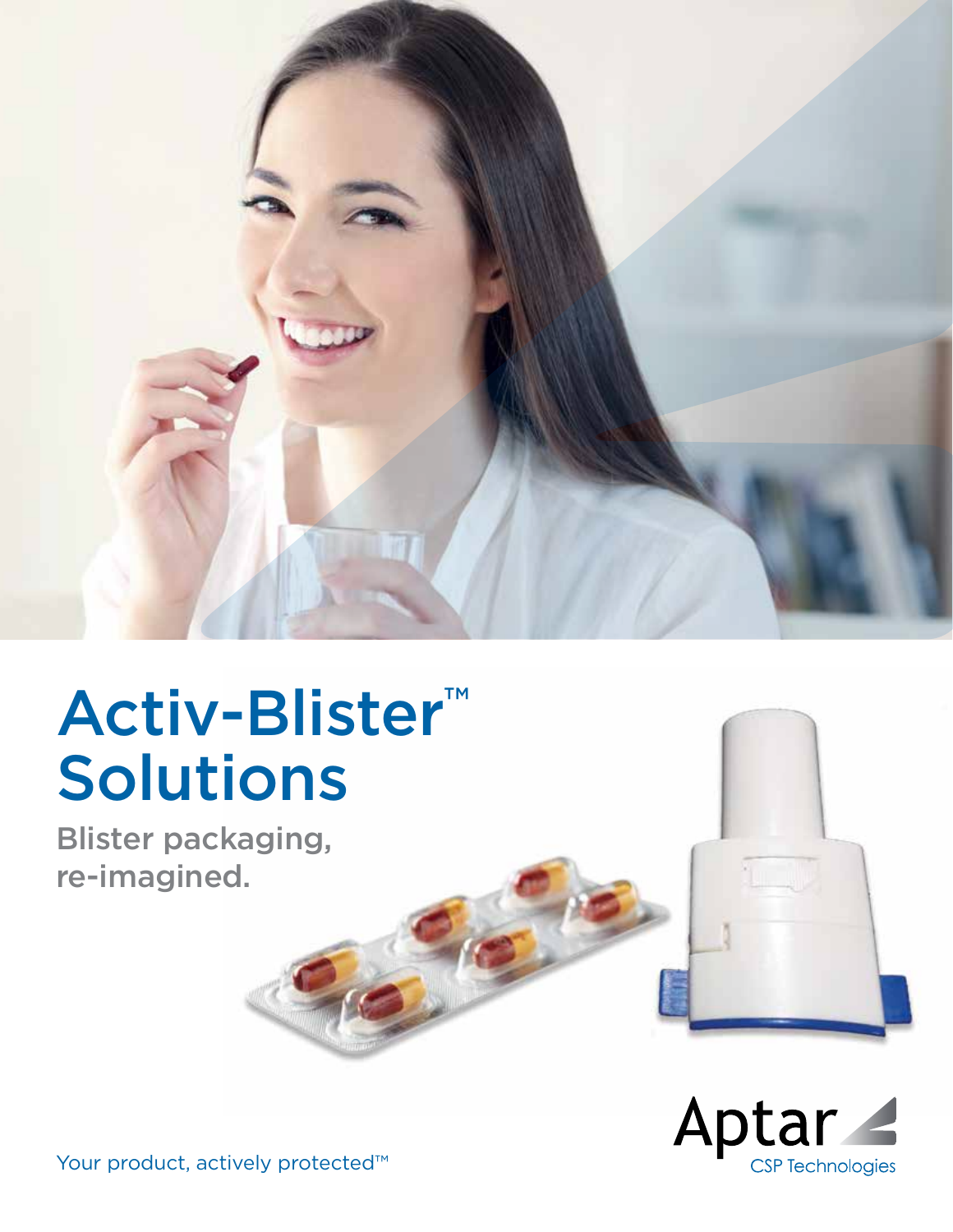# Activ-Blister™ Solutions

**Blister packaging, re-imagined.**

Aptar CSP Technologies

Your product, actively protected™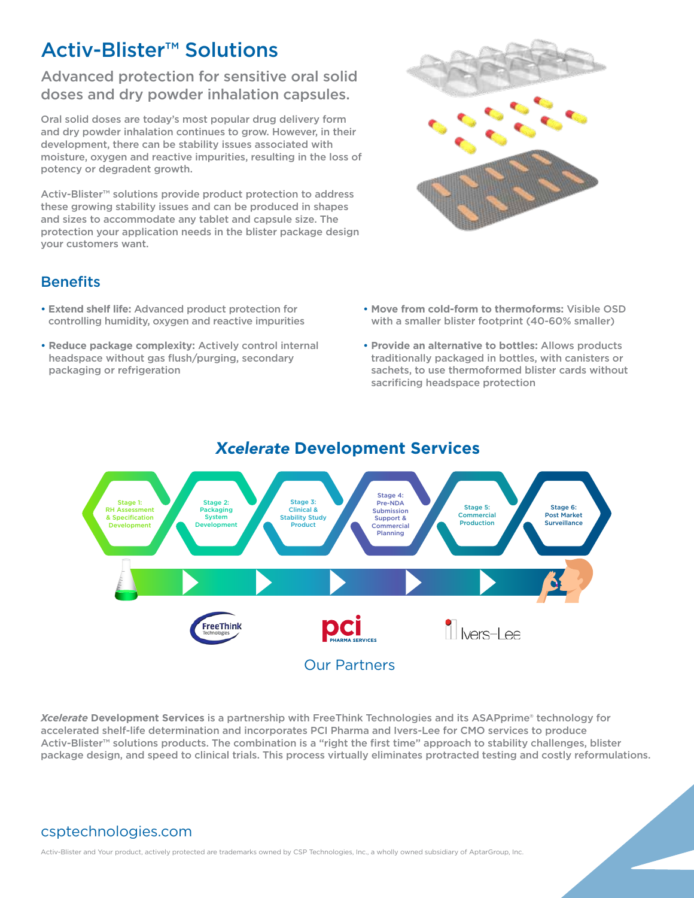# Activ-Blister™ Solutions

## Advanced protection for sensitive oral solid doses and dry powder inhalation capsules.

Oral solid doses are today's most popular drug delivery form and dry powder inhalation continues to grow. However, in their development, there can be stability issues associated with moisture, oxygen and reactive impurities, resulting in the loss of potency or degradent growth.

Activ-Blister™ solutions provide product protection to address these growing stability issues and can be produced in shapes and sizes to accommodate any tablet and capsule size. The protection your application needs in the blister package design your customers want.

## Benefits

- **Extend shelf life:** Advanced product protection for controlling humidity, oxygen and reactive impurities
- **Reduce package complexity:** Actively control internal headspace without gas flush/purging, secondary packaging or refrigeration
- **Move from cold-form to thermoforms:** Visible OSD with a smaller blister footprint (40-60% smaller)
- **Provide an alternative to bottles:** Allows products traditionally packaged in bottles, with canisters or sachets, to use thermoformed blister cards without sacrificing headspace protection

## *Xcelerate* Development Services

Stage 1: RH Assessment & Specification Development

Stage 2: Packaging System Development

Stage 3: Clinical & Stability Study Product

Stage 4: Pre-NDA Submission Support & Commercial Planning

Stage 5: Commercial Production

Stage 6: Post Market Surveillance

FreeThink Technologies

pci PHARMA SERVICES

Ivers-Lee

Our Partners

***Xcelerate* Development Services** is a partnership with FreeThink Technologies and its ASAPprime® technology for accelerated shelf-life determination and incorporates PCI Pharma and Ivers-Lee for CMO services to produce Activ-Blister™ solutions products. The combination is a "right the first time" approach to stability challenges, blister package design, and speed to clinical trials. This process virtually eliminates protracted testing and costly reformulations.

csptechnologies.com

Activ-Blister and Your product, actively protected are trademarks owned by CSP Technologies, Inc., a wholly owned subsidiary of AptarGroup, Inc.